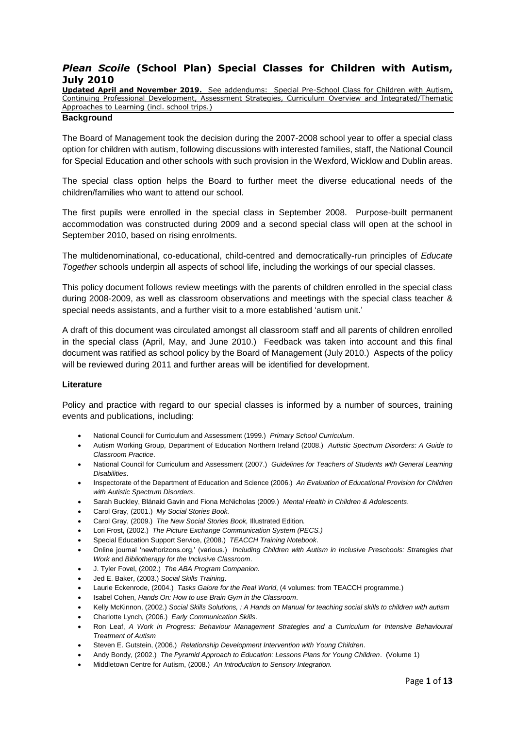# *Plean Scoile* (School Plan) Special Classes for Children with Autism, July 2010

**Updated April and November 2019.** See addendums: Special Pre-School Class for Children with Autism, Continuing Professional Development, Assessment Strategies, Curriculum Overview and Integrated/Thematic Approaches to Learning (incl. school trips.)

## Background

The Board of Management took the decision during the 2007-2008 school year to offer a special class option for children with autism, following discussions with interested families, staff, the National Council for Special Education and other schools with such provision in the Wexford, Wicklow and Dublin areas.

The special class option helps the Board to further meet the diverse educational needs of the children/families who want to attend our school.

The first pupils were enrolled in the special class in September 2008. Purpose-built permanent accommodation was constructed during 2009 and a second special class will open at the school in September 2010, based on rising enrolments.

The multidenominational, co-educational, child-centred and democratically-run principles of *Educate Together* schools underpin all aspects of school life, including the workings of our special classes.

This policy document follows review meetings with the parents of children enrolled in the special class during 2008-2009, as well as classroom observations and meetings with the special class teacher & special needs assistants, and a further visit to a more established 'autism unit.'

A draft of this document was circulated amongst all classroom staff and all parents of children enrolled in the special class (April, May, and June 2010.) Feedback was taken into account and this final document was ratified as school policy by the Board of Management (July 2010.) Aspects of the policy will be reviewed during 2011 and further areas will be identified for development.

## Literature

Policy and practice with regard to our special classes is informed by a number of sources, training events and publications, including:

- National Council for Curriculum and Assessment (1999.) *Primary School Curriculum*.
- Autism Working Group, Department of Education Northern Ireland (2008.) *Autistic Spectrum Disorders: A Guide to Classroom Practice*.
- National Council for Curriculum and Assessment (2007.) *Guidelines for Teachers of Students with General Learning Disabilities*.
- Inspectorate of the Department of Education and Science (2006.) *An Evaluation of Educational Provision for Children with Autistic Spectrum Disorders*.
- Sarah Buckley, Blánaid Gavin and Fiona McNicholas (2009.) *Mental Health in Children & Adolescents*.
- Carol Gray, (2001.) *My Social Stories Book.*
- Carol Gray, (2009.) *The New Social Stories Book,* Illustrated Edition*.*
- Lori Frost, (2002.) *The Picture Exchange Communication System (PECS.)*
- Special Education Support Service, (2008.) *TEACCH Training Notebook*.
- Online journal 'newhorizons.org,' (various.) *Including Children with Autism in Inclusive Preschools: Strategies that Work* and *Bibliotherapy for the Inclusive Classroom*.
- J. Tyler Fovel, (2002.) *The ABA Program Companion.*
- Jed E. Baker, (2003.) *Social Skills Training*.
- Laurie Eckenrode, (2004.) *Tasks Galore for the Real World*, (4 volumes: from TEACCH programme.)
- Isabel Cohen, *Hands On: How to use Brain Gym in the Classroom*.
- Kelly McKinnon, (2002.) *Social Skills Solutions, : A Hands on Manual for teaching social skills to children with autism*
- Charlotte Lynch, (2006.) *Early Communication Skills*.
- Ron Leaf, *A Work in Progress: Behaviour Management Strategies and a Curriculum for Intensive Behavioural Treatment of Autism*
- Steven E. Gutstein, (2006.) *Relationship Development Intervention with Young Children*.
- Andy Bondy, (2002.) *The Pyramid Approach to Education: Lessons Plans for Young Children*. (Volume 1)
- Middletown Centre for Autism, (2008.) *An Introduction to Sensory Integration.*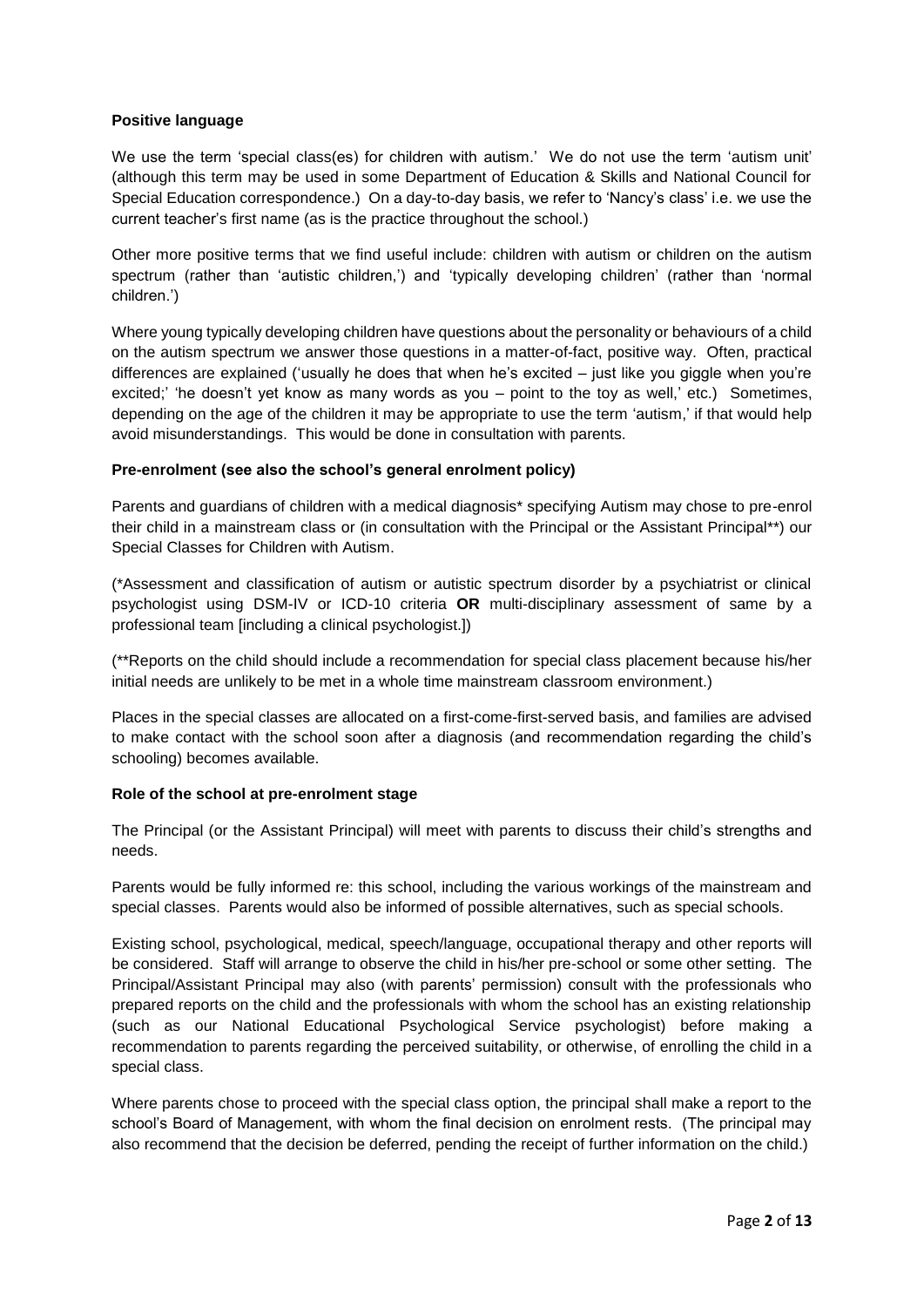**Positive language**

We use the term 'special class(es) for children with autism.' We do not use the term 'autism unit' (although this term may be used in some Department of Education & Skills and National Council for Special Education correspondence.) On a day-to-day basis, we refer to 'Nancy's class' i.e. we use the current teacher's first name (as is the practice throughout the school.)

Other more positive terms that we find useful include: children with autism or children on the autism spectrum (rather than 'autistic children,') and 'typically developing children' (rather than 'normal children.')

Where young typically developing children have questions about the personality or behaviours of a child on the autism spectrum we answer those questions in a matter-of-fact, positive way. Often, practical differences are explained ('usually he does that when he's excited – just like you giggle when you're excited;' 'he doesn't yet know as many words as you – point to the toy as well,' etc.) Sometimes, depending on the age of the children it may be appropriate to use the term 'autism,' if that would help avoid misunderstandings. This would be done in consultation with parents.

**Pre-enrolment (see also the school's general enrolment policy)**

Parents and guardians of children with a medical diagnosis* specifying Autism may chose to pre-enrol their child in a mainstream class or (in consultation with the Principal or the Assistant Principal**) our Special Classes for Children with Autism.

(*Assessment and classification of autism or autistic spectrum disorder by a psychiatrist or clinical psychologist using DSM-IV or ICD-10 criteria **OR** multi-disciplinary assessment of same by a professional team [including a clinical psychologist.])

(**Reports on the child should include a recommendation for special class placement because his/her initial needs are unlikely to be met in a whole time mainstream classroom environment.)

Places in the special classes are allocated on a first-come-first-served basis, and families are advised to make contact with the school soon after a diagnosis (and recommendation regarding the child's schooling) becomes available.

**Role of the school at pre-enrolment stage**

The Principal (or the Assistant Principal) will meet with parents to discuss their child's strengths and needs.

Parents would be fully informed re: this school, including the various workings of the mainstream and special classes. Parents would also be informed of possible alternatives, such as special schools.

Existing school, psychological, medical, speech/language, occupational therapy and other reports will be considered. Staff will arrange to observe the child in his/her pre-school or some other setting. The Principal/Assistant Principal may also (with parents' permission) consult with the professionals who prepared reports on the child and the professionals with whom the school has an existing relationship (such as our National Educational Psychological Service psychologist) before making a recommendation to parents regarding the perceived suitability, or otherwise, of enrolling the child in a special class.

Where parents chose to proceed with the special class option, the principal shall make a report to the school's Board of Management, with whom the final decision on enrolment rests. (The principal may also recommend that the decision be deferred, pending the receipt of further information on the child.)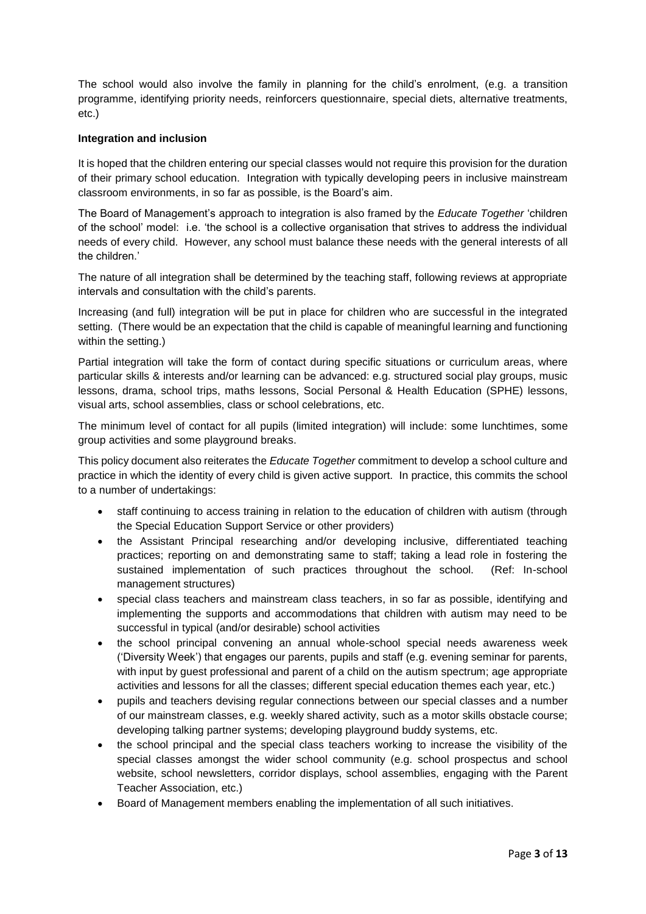The school would also involve the family in planning for the child's enrolment, (e.g. a transition programme, identifying priority needs, reinforcers questionnaire, special diets, alternative treatments, etc.)

**Integration and inclusion**

It is hoped that the children entering our special classes would not require this provision for the duration of their primary school education. Integration with typically developing peers in inclusive mainstream classroom environments, in so far as possible, is the Board's aim.

The Board of Management's approach to integration is also framed by the *Educate Together* 'children of the school' model: i.e. 'the school is a collective organisation that strives to address the individual needs of every child. However, any school must balance these needs with the general interests of all the children.'

The nature of all integration shall be determined by the teaching staff, following reviews at appropriate intervals and consultation with the child's parents.

Increasing (and full) integration will be put in place for children who are successful in the integrated setting. (There would be an expectation that the child is capable of meaningful learning and functioning within the setting.)

Partial integration will take the form of contact during specific situations or curriculum areas, where particular skills & interests and/or learning can be advanced: e.g. structured social play groups, music lessons, drama, school trips, maths lessons, Social Personal & Health Education (SPHE) lessons, visual arts, school assemblies, class or school celebrations, etc.

The minimum level of contact for all pupils (limited integration) will include: some lunchtimes, some group activities and some playground breaks.

This policy document also reiterates the *Educate Together* commitment to develop a school culture and practice in which the identity of every child is given active support. In practice, this commits the school to a number of undertakings:

- staff continuing to access training in relation to the education of children with autism (through the Special Education Support Service or other providers)
- the Assistant Principal researching and/or developing inclusive, differentiated teaching practices; reporting on and demonstrating same to staff; taking a lead role in fostering the sustained implementation of such practices throughout the school. (Ref: In-school management structures)
- special class teachers and mainstream class teachers, in so far as possible, identifying and implementing the supports and accommodations that children with autism may need to be successful in typical (and/or desirable) school activities
- the school principal convening an annual whole-school special needs awareness week ('Diversity Week') that engages our parents, pupils and staff (e.g. evening seminar for parents, with input by guest professional and parent of a child on the autism spectrum; age appropriate activities and lessons for all the classes; different special education themes each year, etc.)
- pupils and teachers devising regular connections between our special classes and a number of our mainstream classes, e.g. weekly shared activity, such as a motor skills obstacle course; developing talking partner systems; developing playground buddy systems, etc.
- the school principal and the special class teachers working to increase the visibility of the special classes amongst the wider school community (e.g. school prospectus and school website, school newsletters, corridor displays, school assemblies, engaging with the Parent Teacher Association, etc.)
- Board of Management members enabling the implementation of all such initiatives.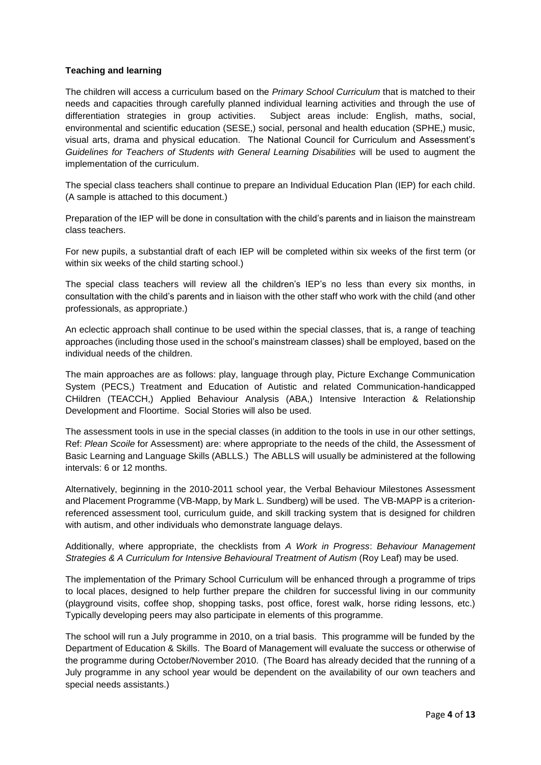**Teaching and learning**

The children will access a curriculum based on the *Primary School Curriculum* that is matched to their needs and capacities through carefully planned individual learning activities and through the use of differentiation strategies in group activities. Subject areas include: English, maths, social, environmental and scientific education (SESE,) social, personal and health education (SPHE,) music, visual arts, drama and physical education. The National Council for Curriculum and Assessment's *Guidelines for Teachers of Students with General Learning Disabilities* will be used to augment the implementation of the curriculum.

The special class teachers shall continue to prepare an Individual Education Plan (IEP) for each child. (A sample is attached to this document.)

Preparation of the IEP will be done in consultation with the child's parents and in liaison the mainstream class teachers.

For new pupils, a substantial draft of each IEP will be completed within six weeks of the first term (or within six weeks of the child starting school.)

The special class teachers will review all the children's IEP's no less than every six months, in consultation with the child's parents and in liaison with the other staff who work with the child (and other professionals, as appropriate.)

An eclectic approach shall continue to be used within the special classes, that is, a range of teaching approaches (including those used in the school's mainstream classes) shall be employed, based on the individual needs of the children.

The main approaches are as follows: play, language through play, Picture Exchange Communication System (PECS,) Treatment and Education of Autistic and related Communication-handicapped CHildren (TEACCH,) Applied Behaviour Analysis (ABA,) Intensive Interaction & Relationship Development and Floortime. Social Stories will also be used.

The assessment tools in use in the special classes (in addition to the tools in use in our other settings, Ref: *Plean Scoile* for Assessment) are: where appropriate to the needs of the child, the Assessment of Basic Learning and Language Skills (ABLLS.) The ABLLS will usually be administered at the following intervals: 6 or 12 months.

Alternatively, beginning in the 2010-2011 school year, the Verbal Behaviour Milestones Assessment and Placement Programme (VB-Mapp, by Mark L. Sundberg) will be used. The VB-MAPP is a criterion-referenced assessment tool, curriculum guide, and skill tracking system that is designed for children with autism, and other individuals who demonstrate language delays.

Additionally, where appropriate, the checklists from *A Work in Progress*: *Behaviour Management Strategies & A Curriculum for Intensive Behavioural Treatment of Autism* (Roy Leaf) may be used.

The implementation of the Primary School Curriculum will be enhanced through a programme of trips to local places, designed to help further prepare the children for successful living in our community (playground visits, coffee shop, shopping tasks, post office, forest walk, horse riding lessons, etc.) Typically developing peers may also participate in elements of this programme.

The school will run a July programme in 2010, on a trial basis. This programme will be funded by the Department of Education & Skills. The Board of Management will evaluate the success or otherwise of the programme during October/November 2010. (The Board has already decided that the running of a July programme in any school year would be dependent on the availability of our own teachers and special needs assistants.)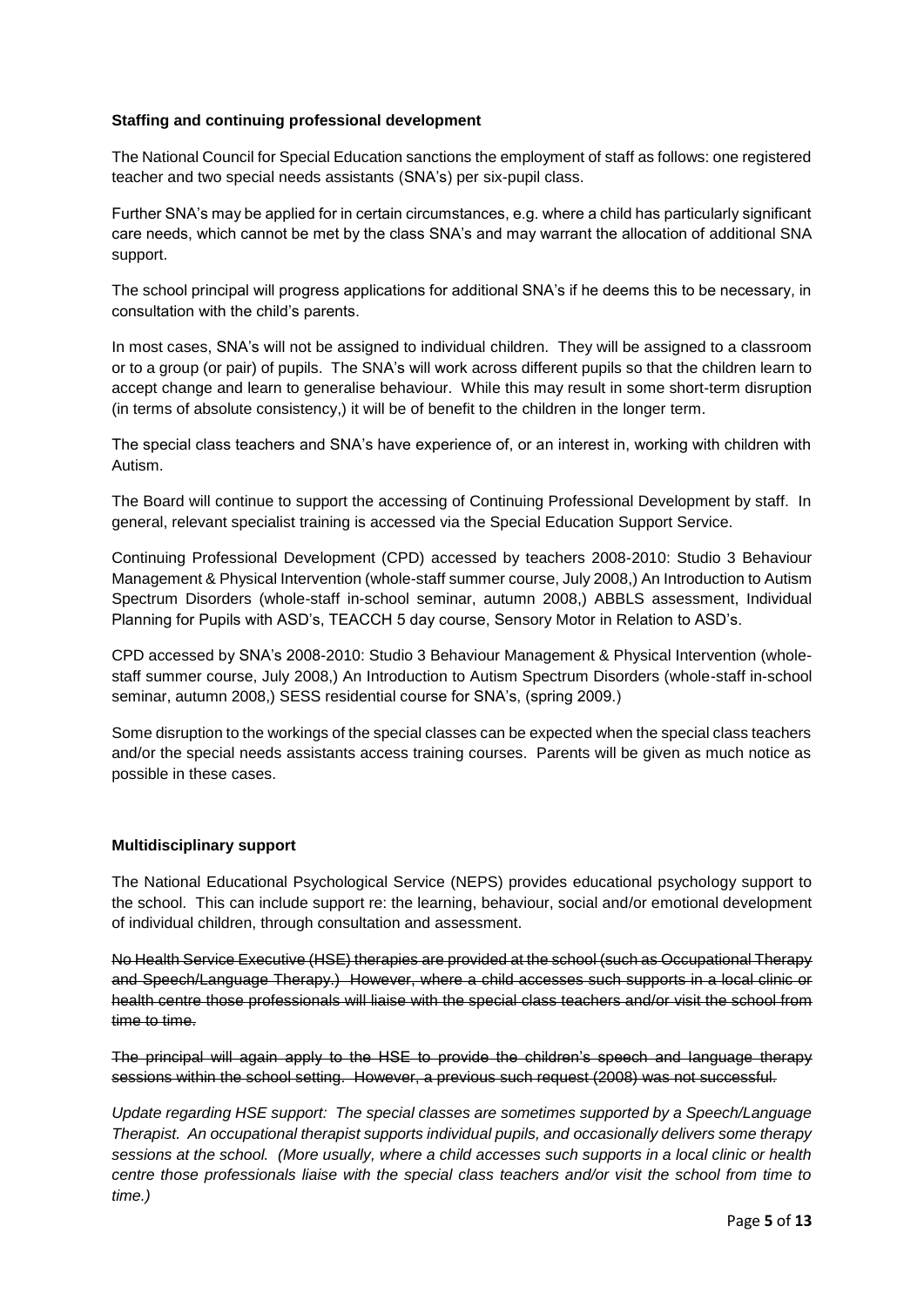### Staffing and continuing professional development

The National Council for Special Education sanctions the employment of staff as follows: one registered teacher and two special needs assistants (SNA's) per six-pupil class.

Further SNA's may be applied for in certain circumstances, e.g. where a child has particularly significant care needs, which cannot be met by the class SNA's and may warrant the allocation of additional SNA support.

The school principal will progress applications for additional SNA's if he deems this to be necessary, in consultation with the child's parents.

In most cases, SNA's will not be assigned to individual children. They will be assigned to a classroom or to a group (or pair) of pupils. The SNA's will work across different pupils so that the children learn to accept change and learn to generalise behaviour. While this may result in some short-term disruption (in terms of absolute consistency,) it will be of benefit to the children in the longer term.

The special class teachers and SNA's have experience of, or an interest in, working with children with Autism.

The Board will continue to support the accessing of Continuing Professional Development by staff. In general, relevant specialist training is accessed via the Special Education Support Service.

Continuing Professional Development (CPD) accessed by teachers 2008-2010: Studio 3 Behaviour Management & Physical Intervention (whole-staff summer course, July 2008,) An Introduction to Autism Spectrum Disorders (whole-staff in-school seminar, autumn 2008,) ABBLS assessment, Individual Planning for Pupils with ASD's, TEACCH 5 day course, Sensory Motor in Relation to ASD's.

CPD accessed by SNA's 2008-2010: Studio 3 Behaviour Management & Physical Intervention (whole-staff summer course, July 2008,) An Introduction to Autism Spectrum Disorders (whole-staff in-school seminar, autumn 2008,) SESS residential course for SNA's, (spring 2009.)

Some disruption to the workings of the special classes can be expected when the special class teachers and/or the special needs assistants access training courses. Parents will be given as much notice as possible in these cases.

### Multidisciplinary support

The National Educational Psychological Service (NEPS) provides educational psychology support to the school. This can include support re: the learning, behaviour, social and/or emotional development of individual children, through consultation and assessment.

~~No Health Service Executive (HSE) therapies are provided at the school (such as Occupational Therapy and Speech/Language Therapy.) However, where a child accesses such supports in a local clinic or health centre those professionals will liaise with the special class teachers and/or visit the school from time to time.~~

~~The principal will again apply to the HSE to provide the children's speech and language therapy sessions within the school setting. However, a previous such request (2008) was not successful.~~

*Update regarding HSE support: The special classes are sometimes supported by a Speech/Language Therapist. An occupational therapist supports individual pupils, and occasionally delivers some therapy sessions at the school. (More usually, where a child accesses such supports in a local clinic or health centre those professionals liaise with the special class teachers and/or visit the school from time to time.)*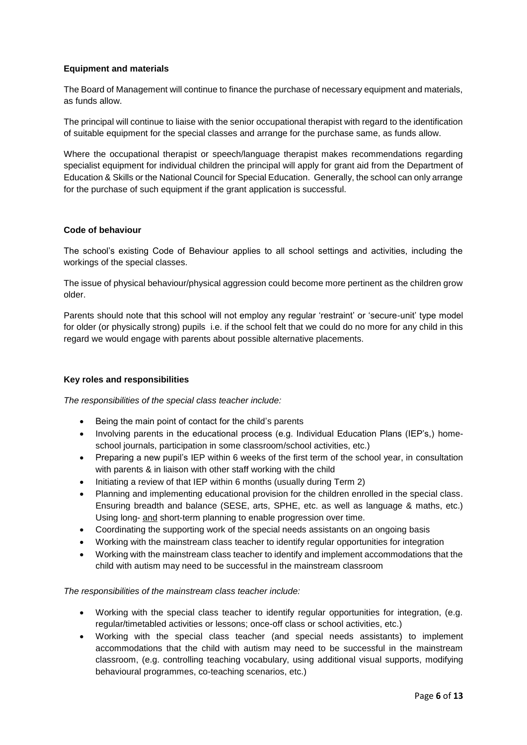**Equipment and materials**

The Board of Management will continue to finance the purchase of necessary equipment and materials, as funds allow.

The principal will continue to liaise with the senior occupational therapist with regard to the identification of suitable equipment for the special classes and arrange for the purchase same, as funds allow.

Where the occupational therapist or speech/language therapist makes recommendations regarding specialist equipment for individual children the principal will apply for grant aid from the Department of Education & Skills or the National Council for Special Education. Generally, the school can only arrange for the purchase of such equipment if the grant application is successful.

**Code of behaviour**

The school's existing Code of Behaviour applies to all school settings and activities, including the workings of the special classes.

The issue of physical behaviour/physical aggression could become more pertinent as the children grow older.

Parents should note that this school will not employ any regular 'restraint' or 'secure-unit' type model for older (or physically strong) pupils i.e. if the school felt that we could do no more for any child in this regard we would engage with parents about possible alternative placements.

**Key roles and responsibilities**

*The responsibilities of the special class teacher include:*

- Being the main point of contact for the child's parents
- Involving parents in the educational process (e.g. Individual Education Plans (IEP's,) home-school journals, participation in some classroom/school activities, etc.)
- Preparing a new pupil's IEP within 6 weeks of the first term of the school year, in consultation with parents & in liaison with other staff working with the child
- Initiating a review of that IEP within 6 months (usually during Term 2)
- Planning and implementing educational provision for the children enrolled in the special class. Ensuring breadth and balance (SESE, arts, SPHE, etc. as well as language & maths, etc.) Using long- and short-term planning to enable progression over time.
- Coordinating the supporting work of the special needs assistants on an ongoing basis
- Working with the mainstream class teacher to identify regular opportunities for integration
- Working with the mainstream class teacher to identify and implement accommodations that the child with autism may need to be successful in the mainstream classroom

*The responsibilities of the mainstream class teacher include:*

- Working with the special class teacher to identify regular opportunities for integration, (e.g. regular/timetabled activities or lessons; once-off class or school activities, etc.)
- Working with the special class teacher (and special needs assistants) to implement accommodations that the child with autism may need to be successful in the mainstream classroom, (e.g. controlling teaching vocabulary, using additional visual supports, modifying behavioural programmes, co-teaching scenarios, etc.)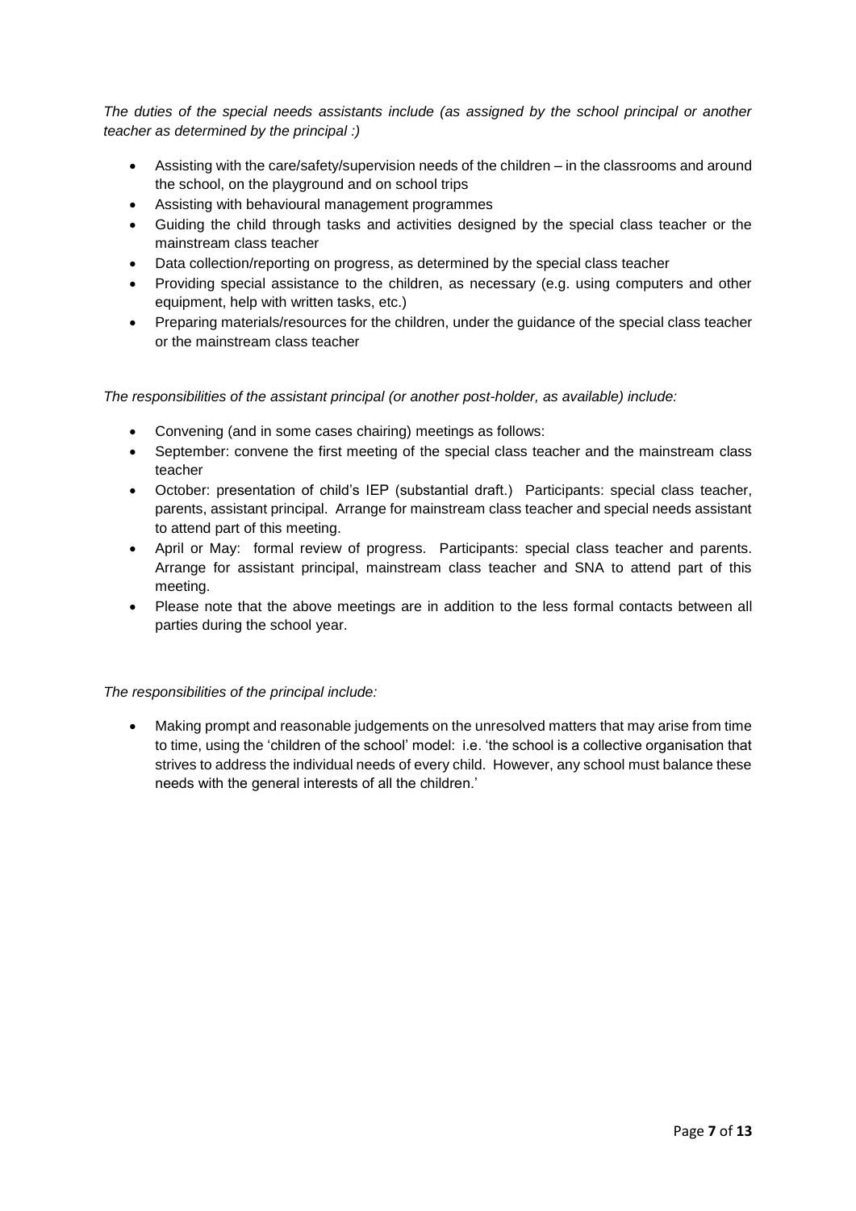*The duties of the special needs assistants include (as assigned by the school principal or another teacher as determined by the principal :)*

- Assisting with the care/safety/supervision needs of the children – in the classrooms and around the school, on the playground and on school trips
- Assisting with behavioural management programmes
- Guiding the child through tasks and activities designed by the special class teacher or the mainstream class teacher
- Data collection/reporting on progress, as determined by the special class teacher
- Providing special assistance to the children, as necessary (e.g. using computers and other equipment, help with written tasks, etc.)
- Preparing materials/resources for the children, under the guidance of the special class teacher or the mainstream class teacher

*The responsibilities of the assistant principal (or another post-holder, as available) include:*

- Convening (and in some cases chairing) meetings as follows:
- September: convene the first meeting of the special class teacher and the mainstream class teacher
- October: presentation of child's IEP (substantial draft.) Participants: special class teacher, parents, assistant principal. Arrange for mainstream class teacher and special needs assistant to attend part of this meeting.
- April or May: formal review of progress. Participants: special class teacher and parents. Arrange for assistant principal, mainstream class teacher and SNA to attend part of this meeting.
- Please note that the above meetings are in addition to the less formal contacts between all parties during the school year.

*The responsibilities of the principal include:*

- Making prompt and reasonable judgements on the unresolved matters that may arise from time to time, using the 'children of the school' model: i.e. 'the school is a collective organisation that strives to address the individual needs of every child. However, any school must balance these needs with the general interests of all the children.'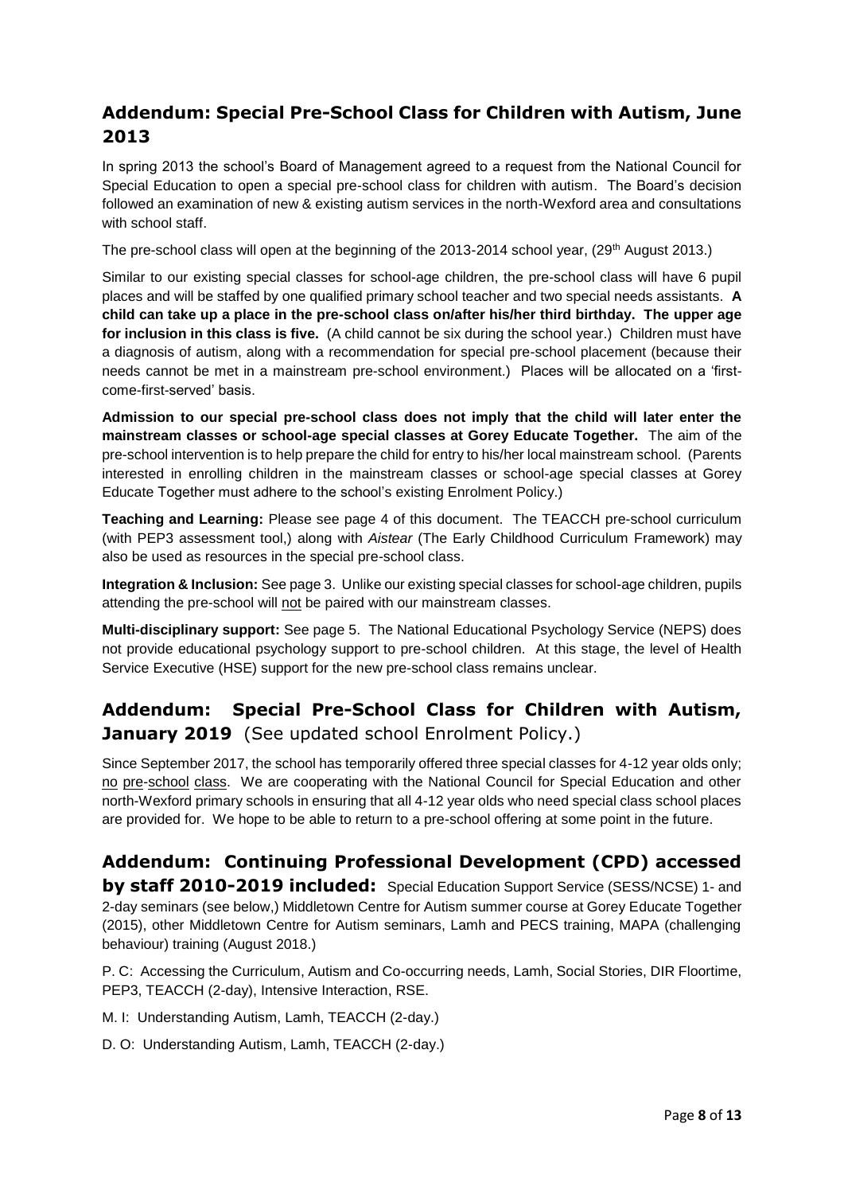## Addendum: Special Pre-School Class for Children with Autism, June 2013

In spring 2013 the school's Board of Management agreed to a request from the National Council for Special Education to open a special pre-school class for children with autism. The Board's decision followed an examination of new & existing autism services in the north-Wexford area and consultations with school staff.

The pre-school class will open at the beginning of the 2013-2014 school year, (29th August 2013.)

Similar to our existing special classes for school-age children, the pre-school class will have 6 pupil places and will be staffed by one qualified primary school teacher and two special needs assistants. **A child can take up a place in the pre-school class on/after his/her third birthday. The upper age for inclusion in this class is five.** (A child cannot be six during the school year.) Children must have a diagnosis of autism, along with a recommendation for special pre-school placement (because their needs cannot be met in a mainstream pre-school environment.) Places will be allocated on a 'first-come-first-served' basis.

**Admission to our special pre-school class does not imply that the child will later enter the mainstream classes or school-age special classes at Gorey Educate Together.** The aim of the pre-school intervention is to help prepare the child for entry to his/her local mainstream school. (Parents interested in enrolling children in the mainstream classes or school-age special classes at Gorey Educate Together must adhere to the school's existing Enrolment Policy.)

**Teaching and Learning:** Please see page 4 of this document. The TEACCH pre-school curriculum (with PEP3 assessment tool,) along with *Aistear* (The Early Childhood Curriculum Framework) may also be used as resources in the special pre-school class.

**Integration & Inclusion:** See page 3. Unlike our existing special classes for school-age children, pupils attending the pre-school will not be paired with our mainstream classes.

**Multi-disciplinary support:** See page 5. The National Educational Psychology Service (NEPS) does not provide educational psychology support to pre-school children. At this stage, the level of Health Service Executive (HSE) support for the new pre-school class remains unclear.

## Addendum: Special Pre-School Class for Children with Autism, January 2019 (See updated school Enrolment Policy.)

Since September 2017, the school has temporarily offered three special classes for 4-12 year olds only; no pre-school class. We are cooperating with the National Council for Special Education and other north-Wexford primary schools in ensuring that all 4-12 year olds who need special class school places are provided for. We hope to be able to return to a pre-school offering at some point in the future.

## Addendum: Continuing Professional Development (CPD) accessed by staff 2010-2019 included:

Special Education Support Service (SESS/NCSE) 1- and 2-day seminars (see below,) Middletown Centre for Autism summer course at Gorey Educate Together (2015), other Middletown Centre for Autism seminars, Lamh and PECS training, MAPA (challenging behaviour) training (August 2018.)

P. C: Accessing the Curriculum, Autism and Co-occurring needs, Lamh, Social Stories, DIR Floortime, PEP3, TEACCH (2-day), Intensive Interaction, RSE.

M. I: Understanding Autism, Lamh, TEACCH (2-day.)

D. O: Understanding Autism, Lamh, TEACCH (2-day.)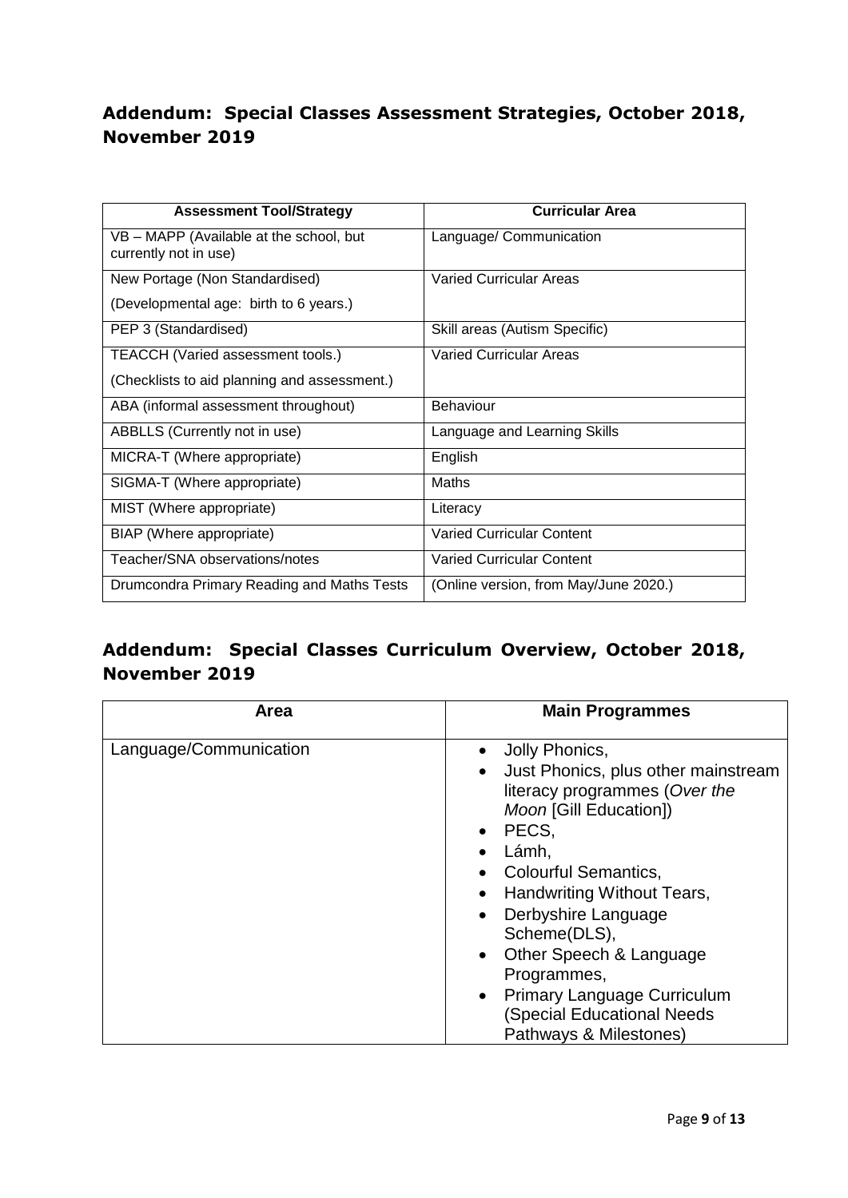## Addendum: Special Classes Assessment Strategies, October 2018, November 2019

| Assessment Tool/Strategy | Curricular Area |
|---|---|
| VB – MAPP (Available at the school, but currently not in use) | Language/ Communication |
| New Portage (Non Standardised)<br>(Developmental age: birth to 6 years.) | Varied Curricular Areas |
| PEP 3 (Standardised) | Skill areas (Autism Specific) |
| TEACCH (Varied assessment tools.)<br>(Checklists to aid planning and assessment.) | Varied Curricular Areas |
| ABA (informal assessment throughout) | Behaviour |
| ABBLLS (Currently not in use) | Language and Learning Skills |
| MICRA-T (Where appropriate) | English |
| SIGMA-T (Where appropriate) | Maths |
| MIST (Where appropriate) | Literacy |
| BIAP (Where appropriate) | Varied Curricular Content |
| Teacher/SNA observations/notes | Varied Curricular Content |
| Drumcondra Primary Reading and Maths Tests | (Online version, from May/June 2020.) |

## Addendum: Special Classes Curriculum Overview, October 2018, November 2019

| Area | Main Programmes |
|---|---|
| Language/Communication | • Jolly Phonics,<br>• Just Phonics, plus other mainstream literacy programmes (*Over the Moon* [Gill Education])<br>• PECS,<br>• Lámh,<br>• Colourful Semantics,<br>• Handwriting Without Tears,<br>• Derbyshire Language Scheme(DLS),<br>• Other Speech & Language Programmes,<br>• Primary Language Curriculum (Special Educational Needs Pathways & Milestones) |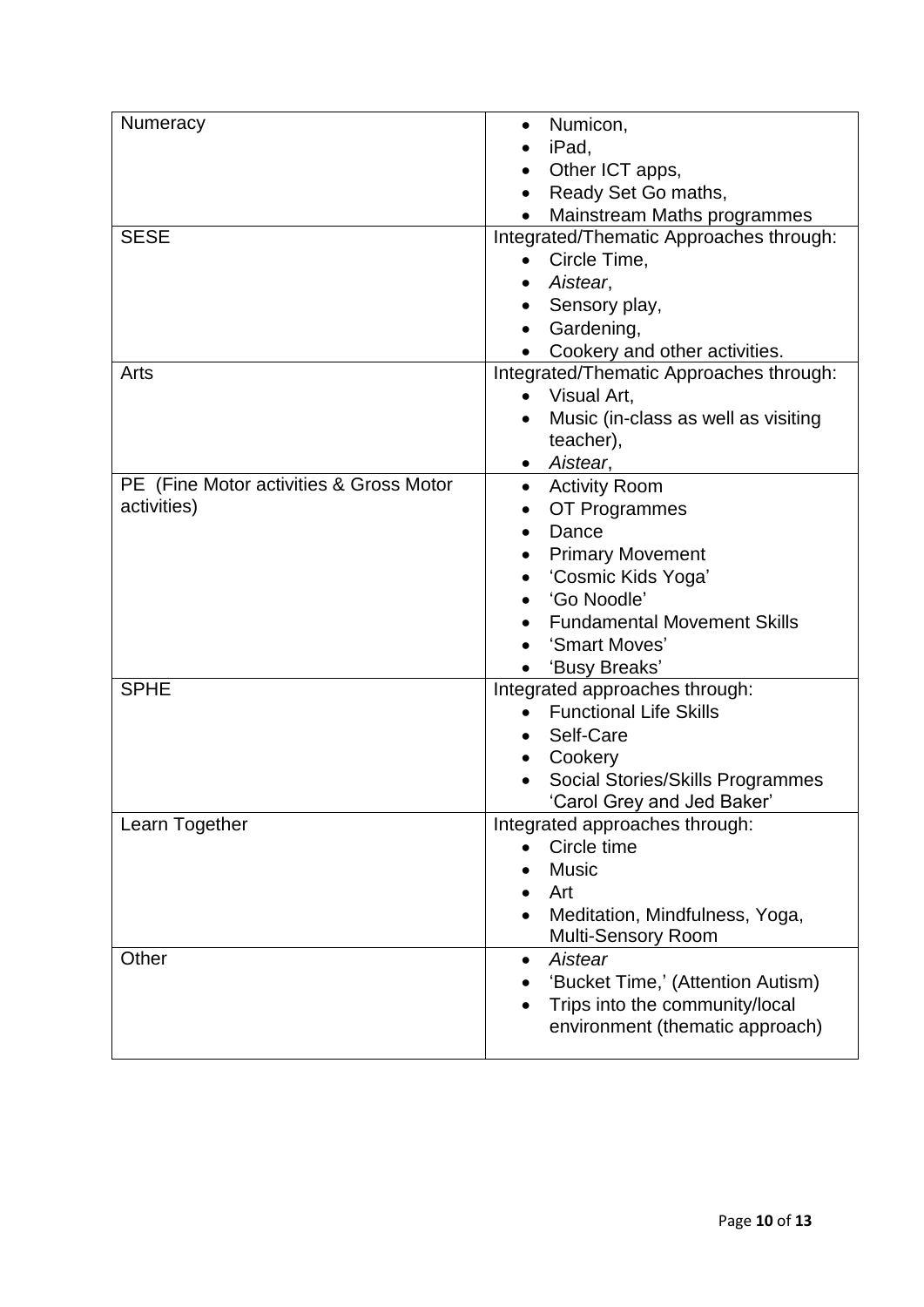| Numeracy | • Numicon,<br>• iPad,<br>• Other ICT apps,<br>• Ready Set Go maths,<br>• Mainstream Maths programmes |
|---|---|
| SESE | Integrated/Thematic Approaches through:<br>• Circle Time,<br>• *Aistear*,<br>• Sensory play,<br>• Gardening,<br>• Cookery and other activities. |
| Arts | Integrated/Thematic Approaches through:<br>• Visual Art,<br>• Music (in-class as well as visiting teacher),<br>• *Aistear*, |
| PE (Fine Motor activities & Gross Motor activities) | • Activity Room<br>• OT Programmes<br>• Dance<br>• Primary Movement<br>• 'Cosmic Kids Yoga'<br>• 'Go Noodle'<br>• Fundamental Movement Skills<br>• 'Smart Moves'<br>• 'Busy Breaks' |
| SPHE | Integrated approaches through:<br>• Functional Life Skills<br>• Self-Care<br>• Cookery<br>• Social Stories/Skills Programmes 'Carol Grey and Jed Baker' |
| Learn Together | Integrated approaches through:<br>• Circle time<br>• Music<br>• Art<br>• Meditation, Mindfulness, Yoga, Multi-Sensory Room |
| Other | • *Aistear*<br>• 'Bucket Time,' (Attention Autism)<br>• Trips into the community/local environment (thematic approach) |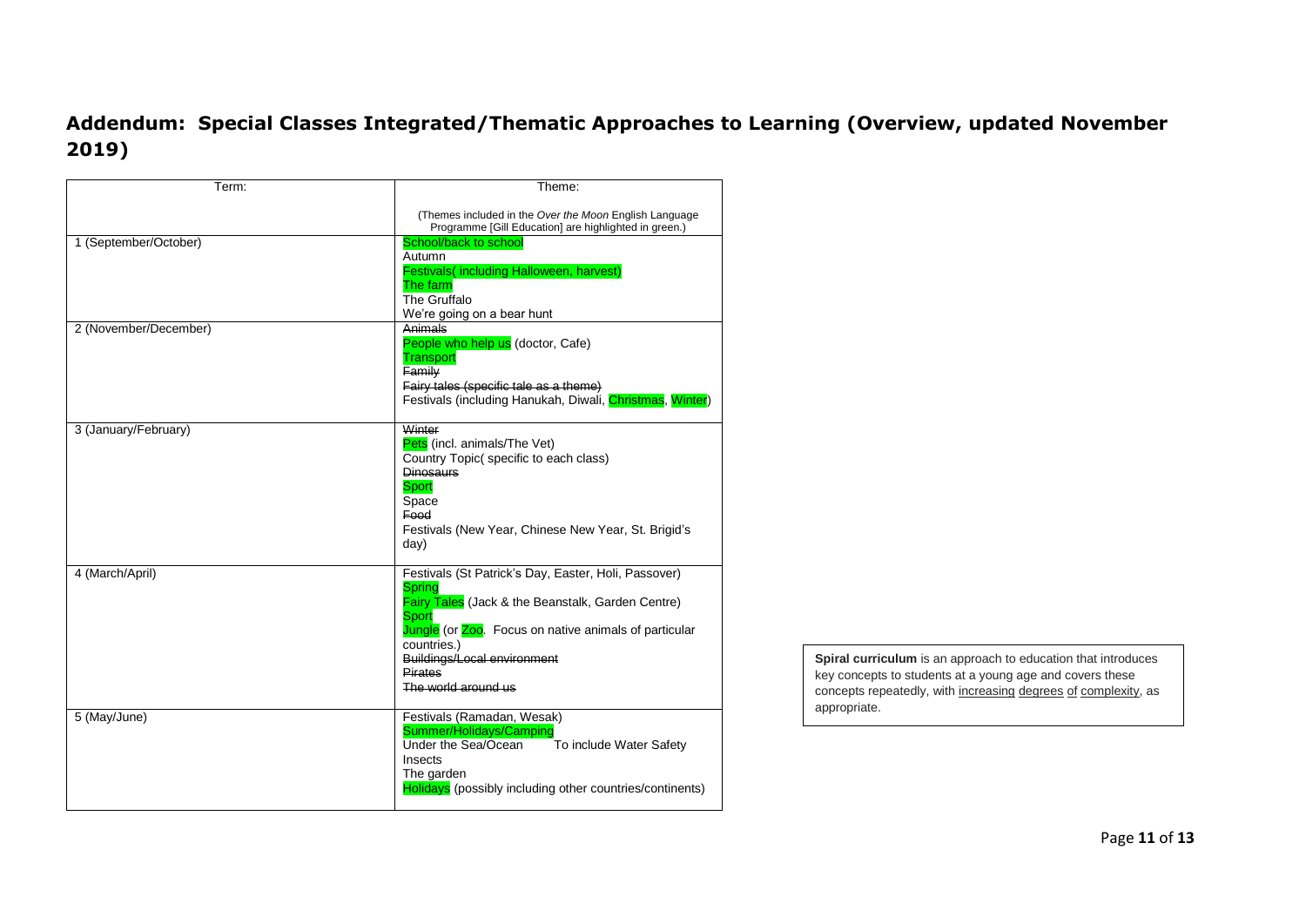# Addendum: Special Classes Integrated/Thematic Approaches to Learning (Overview, updated November 2019)

| Term: | Theme:<br><br>(Themes included in the *Over the Moon* English Language Programme [Gill Education] are highlighted in green.) |
|---|---|
| 1 (September/October) | School/back to school<br>Autumn<br>Festivals( including Halloween, harvest)<br>The farm<br>The Gruffalo<br>We're going on a bear hunt |
| 2 (November/December) | ~~Animals~~<br>People who help us (doctor, Cafe)<br>Transport<br>~~Family~~<br>~~Fairy tales (specific tale as a theme)~~<br>Festivals (including Hanukah, Diwali, Christmas, Winter) |
| 3 (January/February) | ~~Winter~~<br>Pets (incl. animals/The Vet)<br>Country Topic( specific to each class)<br>~~Dinosaurs~~<br>Sport<br>Space<br>~~Food~~<br>Festivals (New Year, Chinese New Year, St. Brigid's day) |
| 4 (March/April) | Festivals (St Patrick's Day, Easter, Holi, Passover)<br>Spring<br>Fairy Tales (Jack & the Beanstalk, Garden Centre)<br>Sport<br>Jungle (or Zoo. Focus on native animals of particular countries.)<br>~~Buildings/Local environment~~<br>~~Pirates~~<br>~~The world around us~~ |
| 5 (May/June) | Festivals (Ramadan, Wesak)<br>Summer/Holidays/Camping<br>Under the Sea/Ocean To include Water Safety<br>Insects<br>The garden<br>Holidays (possibly including other countries/continents) |

**Spiral curriculum** is an approach to education that introduces key concepts to students at a young age and covers these concepts repeatedly, with increasing degrees of complexity, as appropriate.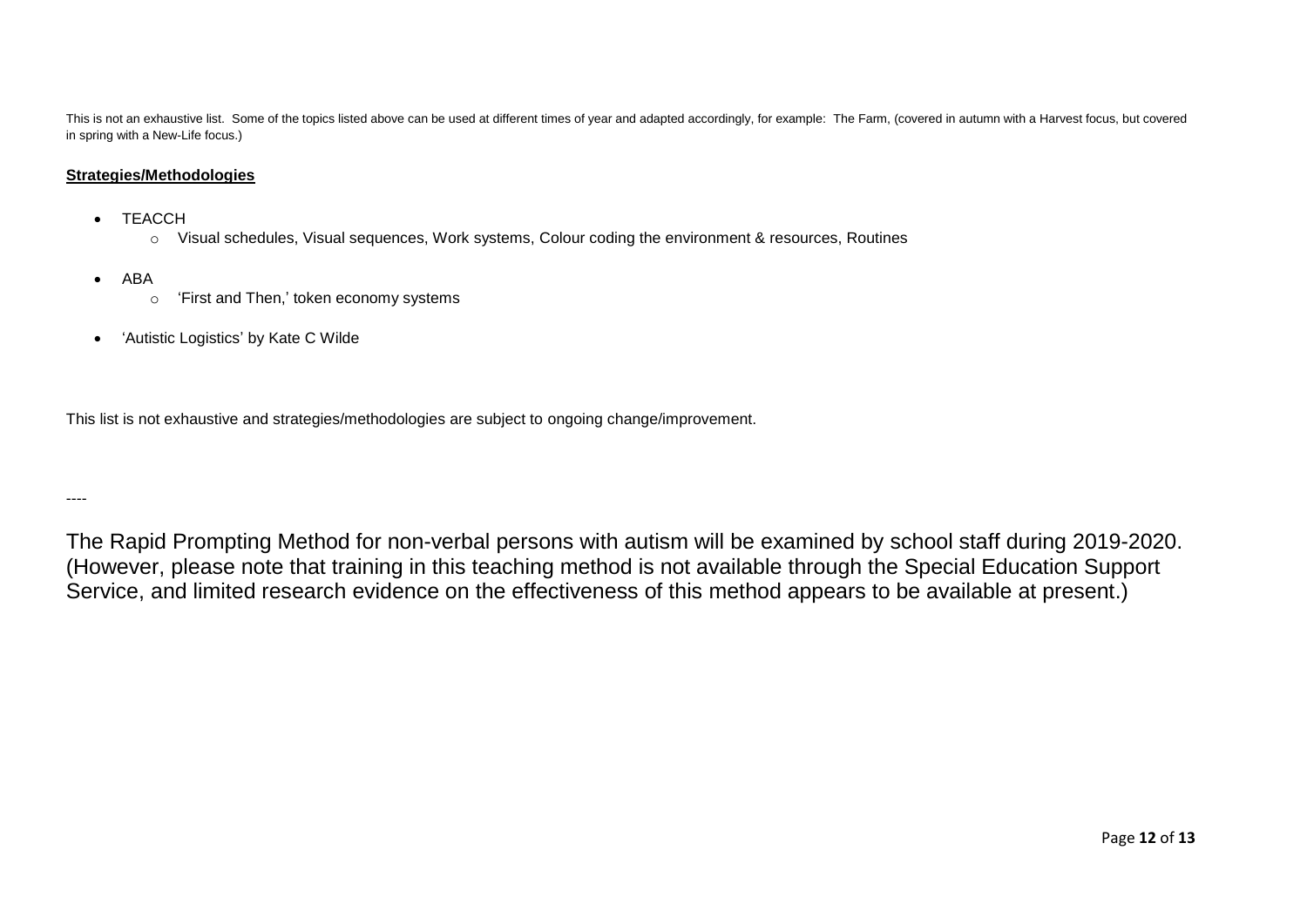This is not an exhaustive list. Some of the topics listed above can be used at different times of year and adapted accordingly, for example: The Farm, (covered in autumn with a Harvest focus, but covered in spring with a New-Life focus.)

**Strategies/Methodologies**

- TEACCH
  - Visual schedules, Visual sequences, Work systems, Colour coding the environment & resources, Routines
- ABA
  - 'First and Then,' token economy systems
- 'Autistic Logistics' by Kate C Wilde

This list is not exhaustive and strategies/methodologies are subject to ongoing change/improvement.

----

The Rapid Prompting Method for non-verbal persons with autism will be examined by school staff during 2019-2020. (However, please note that training in this teaching method is not available through the Special Education Support Service, and limited research evidence on the effectiveness of this method appears to be available at present.)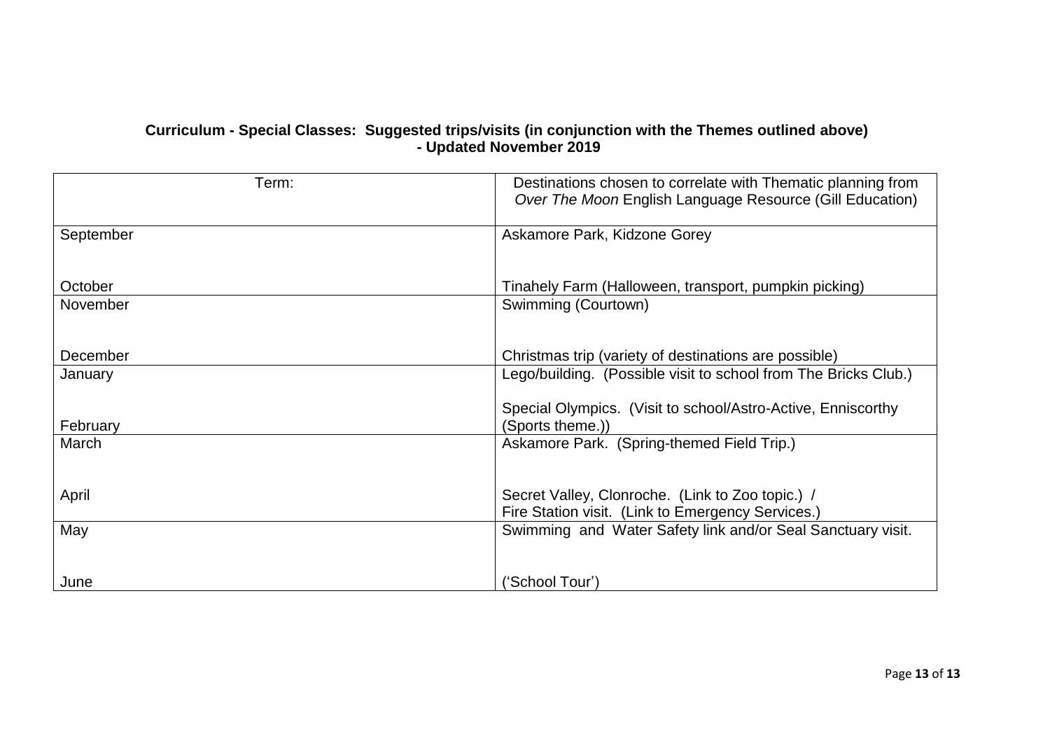**Curriculum - Special Classes: Suggested trips/visits (in conjunction with the Themes outlined above) - Updated November 2019**

| Term: | Destinations chosen to correlate with Thematic planning from *Over The Moon* English Language Resource (Gill Education) |
|---|---|
| September | Askamore Park, Kidzone Gorey |
| October | Tinahely Farm (Halloween, transport, pumpkin picking) |
| November | Swimming (Courtown) |
| December | Christmas trip (variety of destinations are possible) |
| January | Lego/building. (Possible visit to school from The Bricks Club.) |
| February | Special Olympics. (Visit to school/Astro-Active, Enniscorthy (Sports theme.)) |
| March | Askamore Park. (Spring-themed Field Trip.) |
| April | Secret Valley, Clonroche. (Link to Zoo topic.) / Fire Station visit. (Link to Emergency Services.) |
| May | Swimming and Water Safety link and/or Seal Sanctuary visit. |
| June | ('School Tour') |